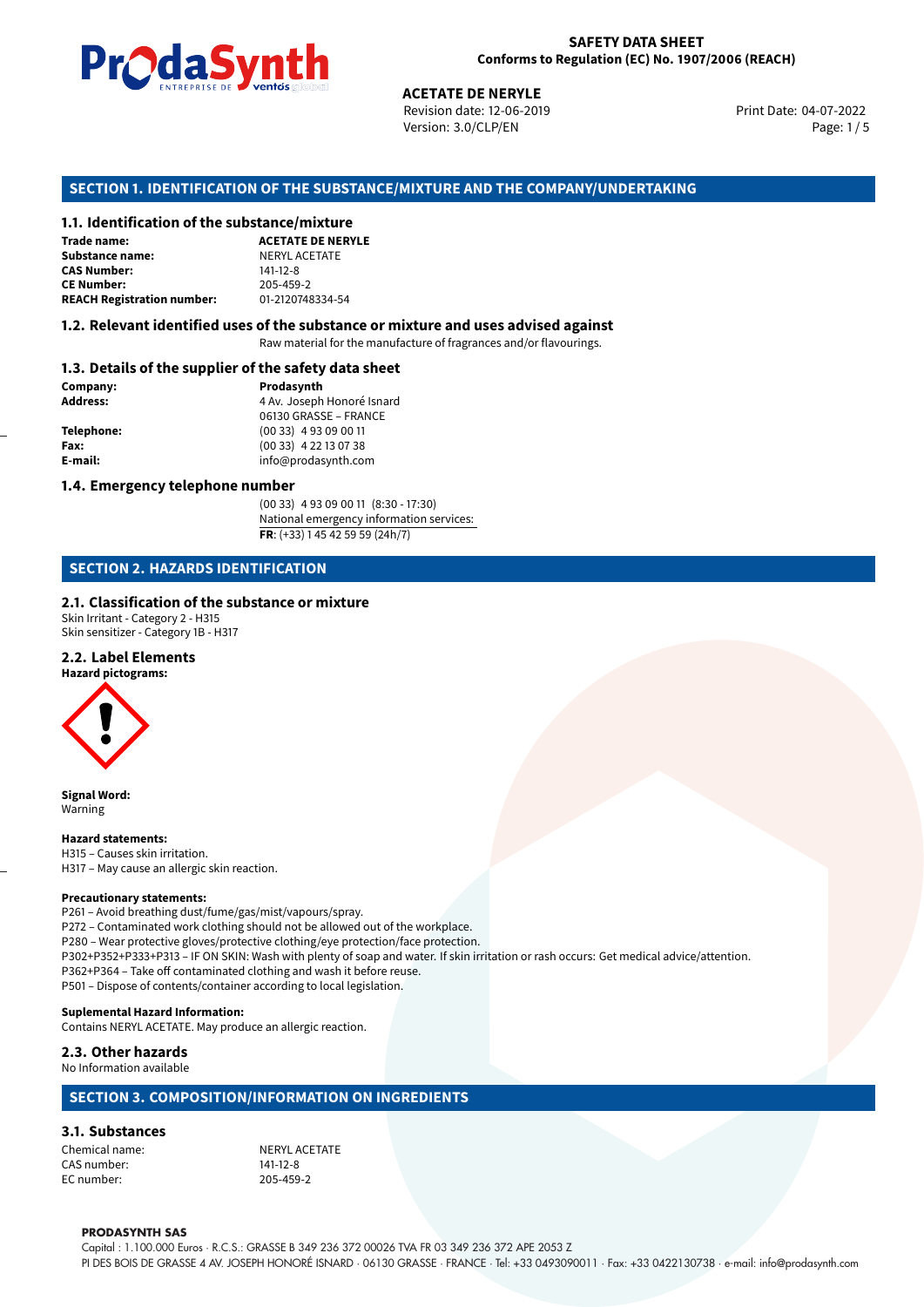**SAFETY DATA SHEET**
**Conforms to Regulation (EC) No. 1907/2006 (REACH)**

**ACETATE DE NERYLE**
Revision date: 12-06-2019
Version: 3.0/CLP/EN
Print Date: 04-07-2022

## SECTION 1. IDENTIFICATION OF THE SUBSTANCE/MIXTURE AND THE COMPANY/UNDERTAKING

### 1.1. Identification of the substance/mixture

| | |
|---|---|
| **Trade name:** | **ACETATE DE NERYLE** |
| **Substance name:** | NERYL ACETATE |
| **CAS Number:** | 141-12-8 |
| **CE Number:** | 205-459-2 |
| **REACH Registration number:** | 01-2120748334-54 |

### 1.2. Relevant identified uses of the substance or mixture and uses advised against

Raw material for the manufacture of fragrances and/or flavourings.

### 1.3. Details of the supplier of the safety data sheet

| | |
|---|---|
| **Company:** | **Prodasynth** |
| **Address:** | 4 Av. Joseph Honoré Isnard<br>06130 GRASSE – FRANCE |
| **Telephone:** | (00 33) 4 93 09 00 11 |
| **Fax:** | (00 33) 4 22 13 07 38 |
| **E-mail:** | info@prodasynth.com |

### 1.4. Emergency telephone number

(00 33) 4 93 09 00 11 (8:30 - 17:30)
National emergency information services:
**FR**: (+33) 1 45 42 59 59 (24h/7)

## SECTION 2. HAZARDS IDENTIFICATION

### 2.1. Classification of the substance or mixture

Skin Irritant - Category 2 - H315
Skin sensitizer - Category 1B - H317

### 2.2. Label Elements

**Hazard pictograms:**

**Signal Word:**
Warning

**Hazard statements:**
H315 – Causes skin irritation.
H317 – May cause an allergic skin reaction.

**Precautionary statements:**
P261 – Avoid breathing dust/fume/gas/mist/vapours/spray.
P272 – Contaminated work clothing should not be allowed out of the workplace.
P280 – Wear protective gloves/protective clothing/eye protection/face protection.
P302+P352+P333+P313 – IF ON SKIN: Wash with plenty of soap and water. If skin irritation or rash occurs: Get medical advice/attention.
P362+P364 – Take off contaminated clothing and wash it before reuse.
P501 – Dispose of contents/container according to local legislation.

**Suplemental Hazard Information:**
Contains NERYL ACETATE. May produce an allergic reaction.

### 2.3. Other hazards

No Information available

## SECTION 3. COMPOSITION/INFORMATION ON INGREDIENTS

### 3.1. Substances

| | |
|---|---|
| Chemical name: | NERYL ACETATE |
| CAS number: | 141-12-8 |
| EC number: | 205-459-2 |

**PRODASYNTH SAS**
Capital : 1.100.000 Euros · R.C.S.: GRASSE B 349 236 372 00026 TVA FR 03 349 236 372 APE 2053 Z
PI DES BOIS DE GRASSE 4 AV. JOSEPH HONORÉ ISNARD · 06130 GRASSE · FRANCE · Tel: +33 0493090011 · Fax: +33 0422130738 · e-mail: info@prodasynth.com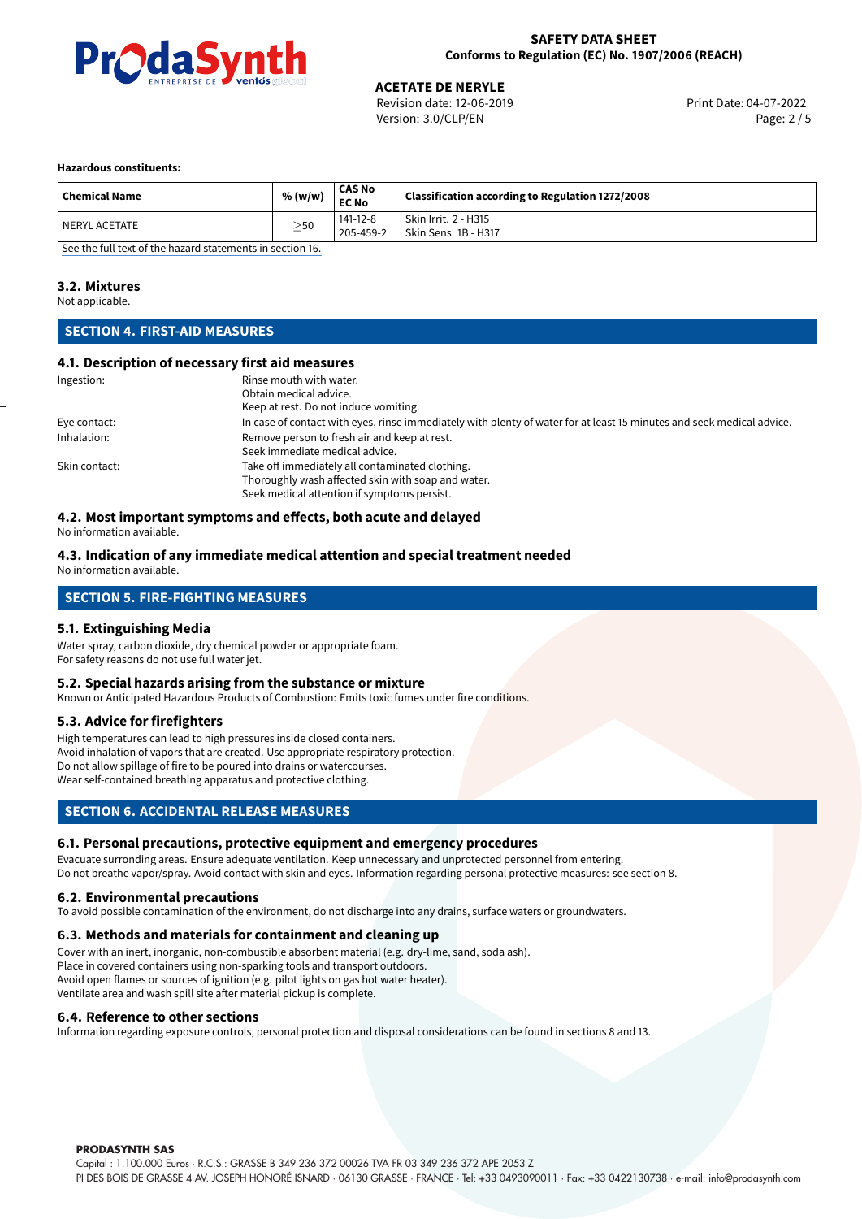**Hazardous constituents:**

| Chemical Name | % (w/w) | CAS No EC No | Classification according to Regulation 1272/2008 |
|---|---|---|---|
| NERYL ACETATE | ≥50 | 141-12-8 205-459-2 | Skin Irrit. 2 - H315 Skin Sens. 1B - H317 |

See the full text of the hazard statements in section 16.

### 3.2. Mixtures

Not applicable.

## SECTION 4. FIRST-AID MEASURES

### 4.1. Description of necessary first aid measures

Ingestion: Rinse mouth with water.
Obtain medical advice.
Keep at rest. Do not induce vomiting.

Eye contact: In case of contact with eyes, rinse immediately with plenty of water for at least 15 minutes and seek medical advice.

Inhalation: Remove person to fresh air and keep at rest.
Seek immediate medical advice.

Skin contact: Take off immediately all contaminated clothing.
Thoroughly wash affected skin with soap and water.
Seek medical attention if symptoms persist.

### 4.2. Most important symptoms and effects, both acute and delayed

No information available.

### 4.3. Indication of any immediate medical attention and special treatment needed

No information available.

## SECTION 5. FIRE-FIGHTING MEASURES

### 5.1. Extinguishing Media

Water spray, carbon dioxide, dry chemical powder or appropriate foam.
For safety reasons do not use full water jet.

### 5.2. Special hazards arising from the substance or mixture

Known or Anticipated Hazardous Products of Combustion: Emits toxic fumes under fire conditions.

### 5.3. Advice for firefighters

High temperatures can lead to high pressures inside closed containers.
Avoid inhalation of vapors that are created. Use appropriate respiratory protection.
Do not allow spillage of fire to be poured into drains or watercourses.
Wear self-contained breathing apparatus and protective clothing.

## SECTION 6. ACCIDENTAL RELEASE MEASURES

### 6.1. Personal precautions, protective equipment and emergency procedures

Evacuate surrounding areas. Ensure adequate ventilation. Keep unnecessary and unprotected personnel from entering.
Do not breathe vapor/spray. Avoid contact with skin and eyes. Information regarding personal protective measures: see section 8.

### 6.2. Environmental precautions

To avoid possible contamination of the environment, do not discharge into any drains, surface waters or groundwaters.

### 6.3. Methods and materials for containment and cleaning up

Cover with an inert, inorganic, non-combustible absorbent material (e.g. dry-lime, sand, soda ash).
Place in covered containers using non-sparking tools and transport outdoors.
Avoid open flames or sources of ignition (e.g. pilot lights on gas hot water heater).
Ventilate area and wash spill site after material pickup is complete.

### 6.4. Reference to other sections

Information regarding exposure controls, personal protection and disposal considerations can be found in sections 8 and 13.

**PRODASYNTH SAS**
Capital : 1.100.000 Euros · R.C.S.: GRASSE B 349 236 372 00026 TVA FR 03 349 236 372 APE 2053 Z
PI DES BOIS DE GRASSE 4 AV. JOSEPH HONORÉ ISNARD · 06130 GRASSE · FRANCE · Tel: +33 0493090011 · Fax: +33 0422130738 · e-mail: info@prodasynth.com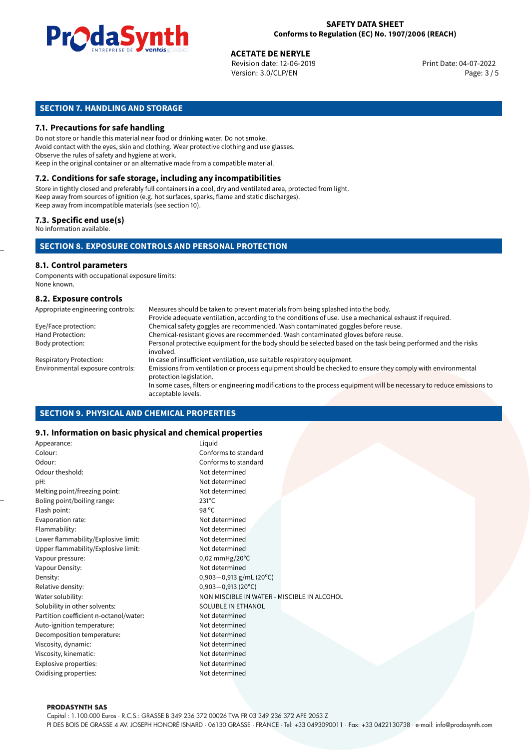## SECTION 7. HANDLING AND STORAGE

### 7.1. Precautions for safe handling

Do not store or handle this material near food or drinking water. Do not smoke.
Avoid contact with the eyes, skin and clothing. Wear protective clothing and use glasses.
Observe the rules of safety and hygiene at work.
Keep in the original container or an alternative made from a compatible material.

### 7.2. Conditions for safe storage, including any incompatibilities

Store in tightly closed and preferably full containers in a cool, dry and ventilated area, protected from light.
Keep away from sources of ignition (e.g. hot surfaces, sparks, flame and static discharges).
Keep away from incompatible materials (see section 10).

### 7.3. Specific end use(s)

No information available.

## SECTION 8. EXPOSURE CONTROLS AND PERSONAL PROTECTION

### 8.1. Control parameters

Components with occupational exposure limits:
None known.

### 8.2. Exposure controls

| | |
|---|---|
| Appropriate engineering controls: | Measures should be taken to prevent materials from being splashed into the body. Provide adequate ventilation, according to the conditions of use. Use a mechanical exhaust if required. |
| Eye/Face protection: | Chemical safety goggles are recommended. Wash contaminated goggles before reuse. |
| Hand Protection: | Chemical-resistant gloves are recommended. Wash contaminated gloves before reuse. |
| Body protection: | Personal protective equipment for the body should be selected based on the task being performed and the risks involved. |
| Respiratory Protection: | In case of insufficient ventilation, use suitable respiratory equipment. |
| Environmental exposure controls: | Emissions from ventilation or process equipment should be checked to ensure they comply with environmental protection legislation. In some cases, filters or engineering modifications to the process equipment will be necessary to reduce emissions to acceptable levels. |

## SECTION 9. PHYSICAL AND CHEMICAL PROPERTIES

### 9.1. Information on basic physical and chemical properties

| | |
|---|---|
| Appearance: | Liquid |
| Colour: | Conforms to standard |
| Odour: | Conforms to standard |
| Odour theshold: | Not determined |
| pH: | Not determined |
| Melting point/freezing point: | Not determined |
| Boling point/boiling range: | 231°C |
| Flash point: | 98 °C |
| Evaporation rate: | Not determined |
| Flammability: | Not determined |
| Lower flammability/Explosive limit: | Not determined |
| Upper flammability/Explosive limit: | Not determined |
| Vapour pressure: | 0,02 mmHg/20°C |
| Vapour Density: | Not determined |
| Density: | 0,903−0,913 g/mL (20°C) |
| Relative density: | 0,903−0,913 (20°C) |
| Water solubility: | NON MISCIBLE IN WATER - MISCIBLE IN ALCOHOL |
| Solubility in other solvents: | SOLUBLE IN ETHANOL |
| Partition coefficient n-octanol/water: | Not determined |
| Auto-ignition temperature: | Not determined |
| Decomposition temperature: | Not determined |
| Viscosity, dynamic: | Not determined |
| Viscosity, kinematic: | Not determined |
| Explosive properties: | Not determined |
| Oxidising properties: | Not determined |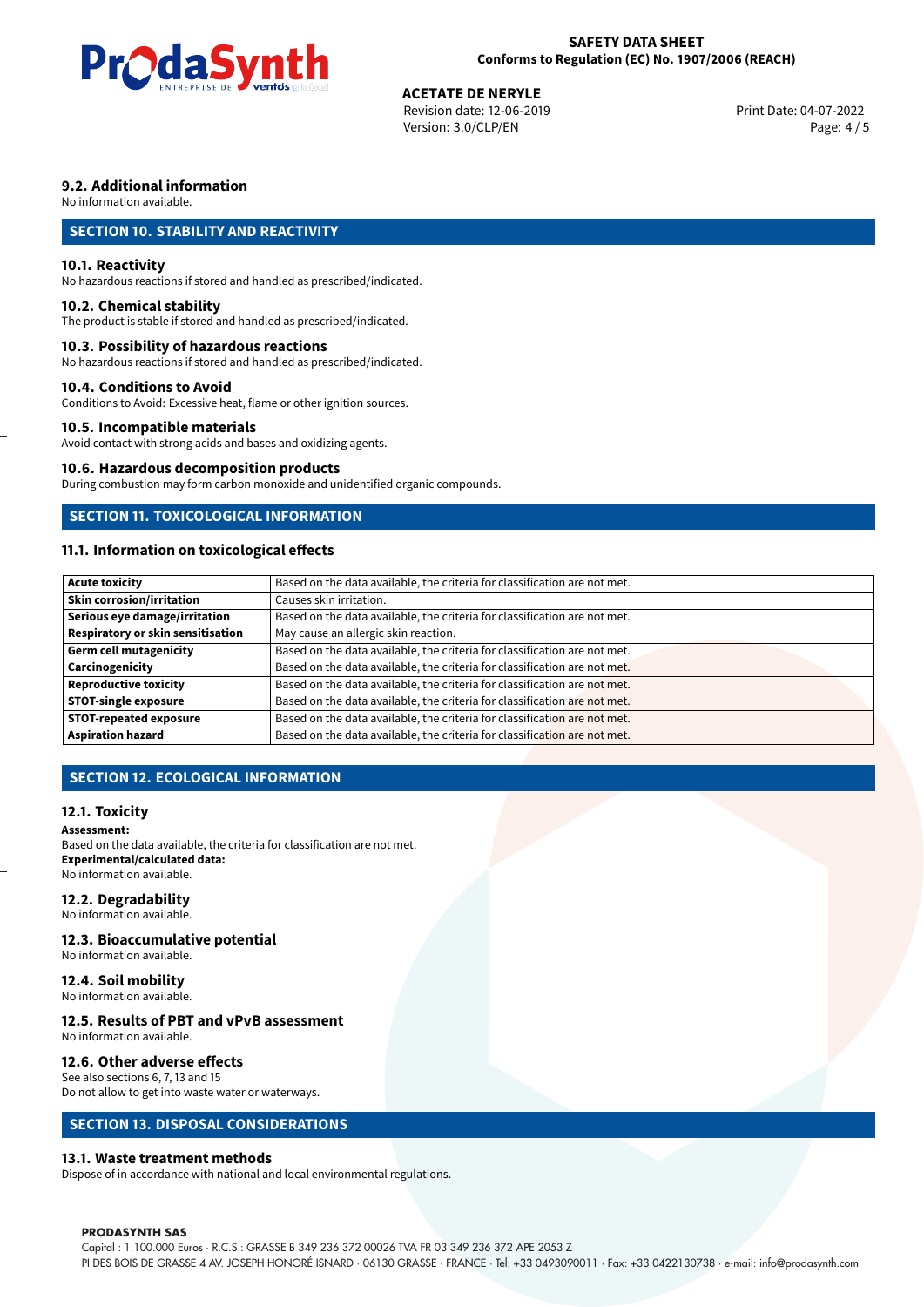### 9.2. Additional information

No information available.

## SECTION 10. STABILITY AND REACTIVITY

### 10.1. Reactivity

No hazardous reactions if stored and handled as prescribed/indicated.

### 10.2. Chemical stability

The product is stable if stored and handled as prescribed/indicated.

### 10.3. Possibility of hazardous reactions

No hazardous reactions if stored and handled as prescribed/indicated.

### 10.4. Conditions to Avoid

Conditions to Avoid: Excessive heat, flame or other ignition sources.

### 10.5. Incompatible materials

Avoid contact with strong acids and bases and oxidizing agents.

### 10.6. Hazardous decomposition products

During combustion may form carbon monoxide and unidentified organic compounds.

## SECTION 11. TOXICOLOGICAL INFORMATION

### 11.1. Information on toxicological effects

| | |
|---|---|
| **Acute toxicity** | Based on the data available, the criteria for classification are not met. |
| **Skin corrosion/irritation** | Causes skin irritation. |
| **Serious eye damage/irritation** | Based on the data available, the criteria for classification are not met. |
| **Respiratory or skin sensitisation** | May cause an allergic skin reaction. |
| **Germ cell mutagenicity** | Based on the data available, the criteria for classification are not met. |
| **Carcinogenicity** | Based on the data available, the criteria for classification are not met. |
| **Reproductive toxicity** | Based on the data available, the criteria for classification are not met. |
| **STOT-single exposure** | Based on the data available, the criteria for classification are not met. |
| **STOT-repeated exposure** | Based on the data available, the criteria for classification are not met. |
| **Aspiration hazard** | Based on the data available, the criteria for classification are not met. |

## SECTION 12. ECOLOGICAL INFORMATION

### 12.1. Toxicity

**Assessment:**
Based on the data available, the criteria for classification are not met.
**Experimental/calculated data:**
No information available.

### 12.2. Degradability

No information available.

### 12.3. Bioaccumulative potential

No information available.

### 12.4. Soil mobility

No information available.

### 12.5. Results of PBT and vPvB assessment

No information available.

### 12.6. Other adverse effects

See also sections 6, 7, 13 and 15
Do not allow to get into waste water or waterways.

## SECTION 13. DISPOSAL CONSIDERATIONS

### 13.1. Waste treatment methods

Dispose of in accordance with national and local environmental regulations.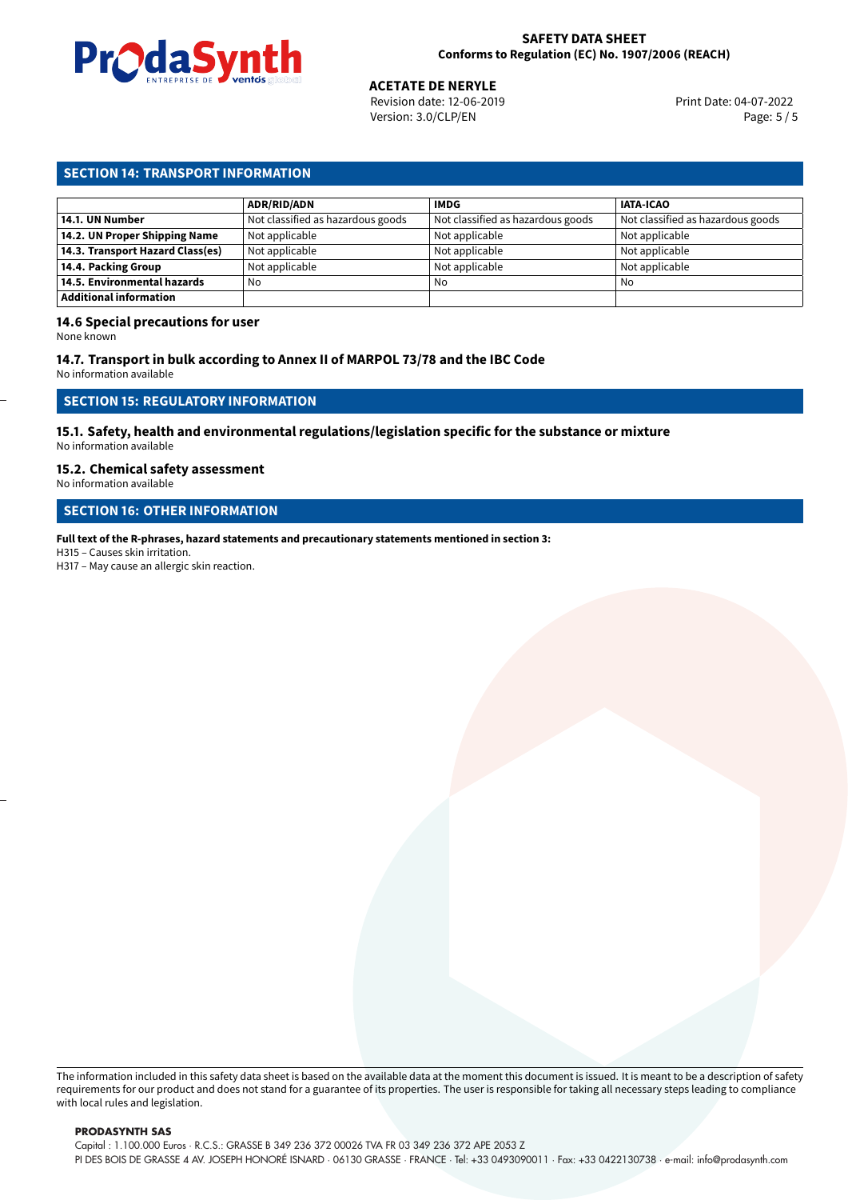## SECTION 14: TRANSPORT INFORMATION

| | ADR/RID/ADN | IMDG | IATA-ICAO |
|---|---|---|---|
| **14.1. UN Number** | Not classified as hazardous goods | Not classified as hazardous goods | Not classified as hazardous goods |
| **14.2. UN Proper Shipping Name** | Not applicable | Not applicable | Not applicable |
| **14.3. Transport Hazard Class(es)** | Not applicable | Not applicable | Not applicable |
| **14.4. Packing Group** | Not applicable | Not applicable | Not applicable |
| **14.5. Environmental hazards** | No | No | No |
| **Additional information** | | | |

### 14.6 Special precautions for user

None known

### 14.7. Transport in bulk according to Annex II of MARPOL 73/78 and the IBC Code

No information available

## SECTION 15: REGULATORY INFORMATION

### 15.1. Safety, health and environmental regulations/legislation specific for the substance or mixture

No information available

### 15.2. Chemical safety assessment

No information available

## SECTION 16: OTHER INFORMATION

**Full text of the R-phrases, hazard statements and precautionary statements mentioned in section 3:**

H315 – Causes skin irritation.
H317 – May cause an allergic skin reaction.

The information included in this safety data sheet is based on the available data at the moment this document is issued. It is meant to be a description of safety requirements for our product and does not stand for a guarantee of its properties. The user is responsible for taking all necessary steps leading to compliance with local rules and legislation.

**PRODASYNTH SAS**

Capital : 1.100.000 Euros · R.C.S.: GRASSE B 349 236 372 00026 TVA FR 03 349 236 372 APE 2053 Z
PI DES BOIS DE GRASSE 4 AV. JOSEPH HONORÉ ISNARD · 06130 GRASSE · FRANCE · Tel: +33 0493090011 · Fax: +33 0422130738 · e-mail: info@prodasynth.com